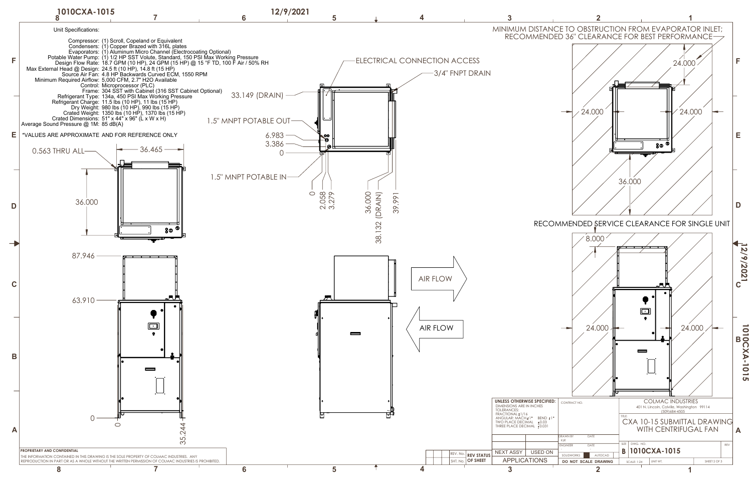# 1010CXA-1015

12/9/2021

Unit Specifications:

| | |
|---|---|
| Compressor: | (1) Scroll, Copeland or Equivalent |
| Condensers: | (1) Copper Brazed with 316L plates |
| Evaporators: | (1) Aluminum Micro Channel (Electrocoating Optional) |
| Potable Water Pump: | (1) 1/2 HP SST Volute, Standard, 150 PSI Max Working Pressure |
| Design Flow Rate: | 18.7 GPM (10 HP), 24 GPM (15 HP) @ 15 °F TD, 100 F Air / 50% RH |
| Max External Head @ Design: | 24.5 ft (10 HP), 14.8 ft (15 HP) |
| Source Air Fan: | 4.8 HP Backwards Curved ECM, 1550 RPM |
| Minimum Required Airflow: | 5,000 CFM, 2.7" H2O Available |
| Control: | Microprocessor (PLC) |
| Frame: | 304 SST with Cabinet (316 SST Cabinet Optional) |
| Refrigerant Type: | 134a, 450 PSI Max Working Pressure |
| Refrigerant Charge: | 11.5 lbs (10 HP), 11 lbs (15 HP) |
| Dry Weight: | 980 lbs (10 HP), 990 lbs (15 HP) |
| Crated Weight: | 1350 lbs (10 HP), 1370 lbs (15 HP) |
| Crated Dimensions: | 51" x 44" x 96" (L x W x H) |
| Average Sound Pressure @ 1M: | 85 dB(A) |

*VALUES ARE APPROXIMATE AND FOR REFERENCE ONLY

0.563 THRU ALL

36.465

36.000

87.946

63.910

0

0

35.244

ELECTRICAL CONNECTION ACCESS

3/4" FNPT DRAIN

33.149 (DRAIN)

1.5" MNPT POTABLE OUT

6.983

3.386

0

1.5" MNPT POTABLE IN

0

2.058

3.279

36.000

38.132 (DRAIN)

39.991

AIR FLOW

AIR FLOW

MINIMUM DISTANCE TO OBSTRUCTION FROM EVAPORATOR INLET; RECOMMENDED 36" CLEARANCE FOR BEST PERFORMANCE

24.000

24.000

24.000

36.000

RECOMMENDED SERVICE CLEARANCE FOR SINGLE UNIT

8.000

24.000

24.000

**PROPRIETARY AND CONFIDENTIAL**

THE INFORMATION CONTAINED IN THIS DRAWING IS THE SOLE PROPERTY OF COLMAC INDUSTRIES. ANY REPRODUCTION IN PART OR AS A WHOLE WITHOUT THE WRITTEN PERMISSION OF COLMAC INDUSTRIES IS PROHIBITED.

**UNLESS OTHERWISE SPECIFIED:**
DIMENSIONS ARE IN INCHES
TOLERANCES:
FRACTIONAL ±1/16
ANGULAR: MACH ±1° BEND ±1°
TWO PLACE DECIMAL ±0.03
THREE PLACE DECIMAL ±0.031

CONTRACT NO.

DRAWN BY KLR | DATE
ENGINEER | DATE

SOLIDWORKS | AUTOCAD

**DO NOT SCALE DRAWING**

NEXT ASSY | USED ON

APPLICATIONS

REV. No. | **REV STATUS**
SHT. No. | **OF SHEET**

COLMAC INDUSTRIES
401 N. Lincoln, Colville, Washington 99114
(509)684-4505

TITLE:
CXA 10-15 SUBMITTAL DRAWING WITH CENTRIFUGAL FAN

SIZE B | DWG. NO. **1010CXA-1015** | REV

SCALE: 1:24 | UNIT WT. | SHEET 2 OF 3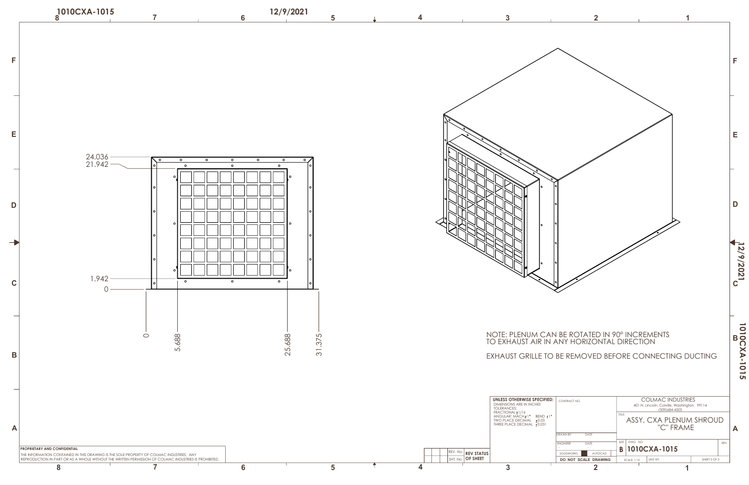1010CXA-1015

12/9/2021

24.036
21.942

1.942
0

0
5.688
25.688
31.375

NOTE: PLENUM CAN BE ROTATED IN 90° INCREMENTS TO EXHAUST AIR IN ANY HORIZONTAL DIRECTION

EXHAUST GRILLE TO BE REMOVED BEFORE CONNECTING DUCTING

**UNLESS OTHERWISE SPECIFIED:**
DIMENSIONS ARE IN INCHES
TOLERANCES:
FRACTIONAL ±1/16
ANGULAR: MACH ±1° BEND ±1°
TWO PLACE DECIMAL ±0.03
THREE PLACE DECIMAL ±0.031

CONTRACT NO.

DRAWN BY | DATE

ENGINEER | DATE

SOLIDWORKS | AUTOCAD

**DO NOT SCALE DRAWING**

COLMAC INDUSTRIES
401 N. Lincoln, Colville, Washington 99114
(509)684-4505

TITLE:
ASSY, CXA PLENUM SHROUD "C" FRAME

SIZE: B
DWG. NO. **1010CXA-1015**
REV

SCALE: 1:12 | UNIT WT. | SHEET 3 OF 3

REV. No. | **REV STATUS**
SHT. No. | **OF SHEET**

**PROPRIETARY AND CONFIDENTIAL**
THE INFORMATION CONTAINED IN THIS DRAWING IS THE SOLE PROPERTY OF COLMAC INDUSTRIES. ANY REPRODUCTION IN PART OR AS A WHOLE WITHOUT THE WRITTEN PERMISSION OF COLMAC INDUSTRIES IS PROHIBITED.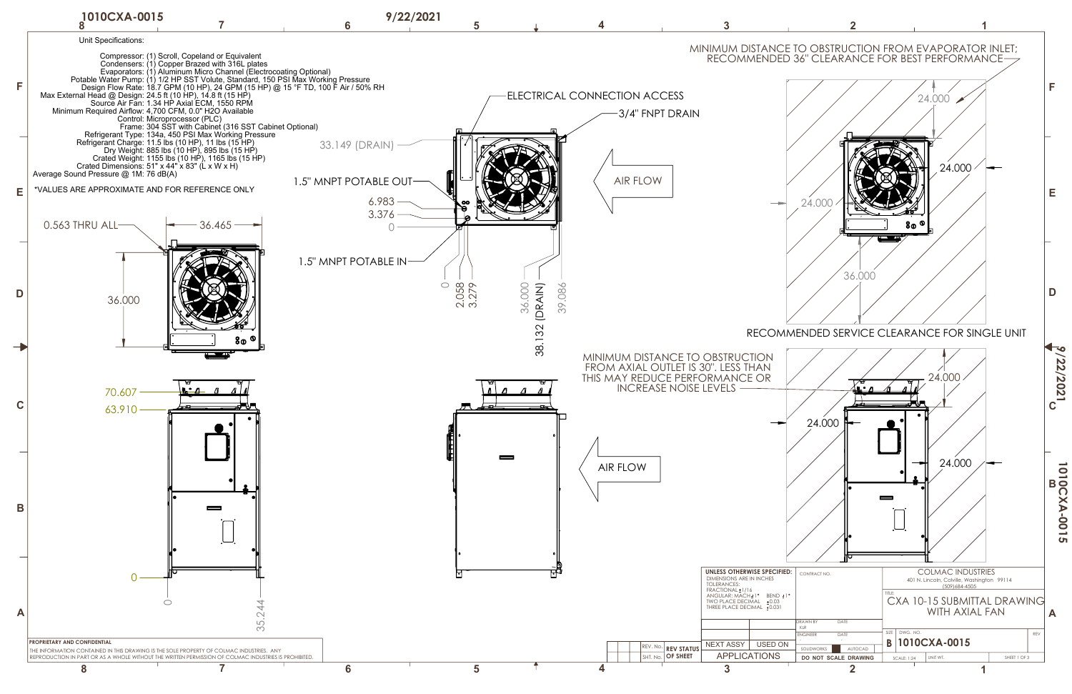# 1010CXA-0015

9/22/2021

Unit Specifications:

- Compressor: (1) Scroll, Copeland or Equivalent
- Condensers: (1) Copper Brazed with 316L plates
- Evaporators: (1) Aluminum Micro Channel (Electrocoating Optional)
- Potable Water Pump: (1) 1/2 HP SST Volute, Standard, 150 PSI Max Working Pressure
- Design Flow Rate: 18.7 GPM (10 HP), 24 GPM (15 HP) @ 15 °F TD, 100 F Air / 50% RH
- Max External Head @ Design: 24.5 ft (10 HP), 14.8 ft (15 HP)
- Source Air Fan: 1.34 HP Axial ECM, 1550 RPM
- Minimum Required Airflow: 4,700 CFM, 0.0" H2O Available
- Control: Microprocessor (PLC)
- Frame: 304 SST with Cabinet (316 SST Cabinet Optional)
- Refrigerant Type: 134a, 450 PSI Max Working Pressure
- Refrigerant Charge: 11.5 lbs (10 HP), 11 lbs (15 HP)
- Dry Weight: 885 lbs (10 HP), 895 lbs (15 HP)
- Crated Weight: 1155 lbs (10 HP), 1165 lbs (15 HP)
- Crated Dimensions: 51" x 44" x 83" (L x W x H)
- Average Sound Pressure @ 1M: 76 dB(A)

*VALUES ARE APPROXIMATE AND FOR REFERENCE ONLY

0.563 THRU ALL
36.465
36.000
70.607
63.910
0
0
35.244

ELECTRICAL CONNECTION ACCESS
3/4" FNPT DRAIN
33.149 (DRAIN)
1.5" MNPT POTABLE OUT
6.983
3.376
0
1.5" MNPT POTABLE IN
0
2.058
3.279
36.000
38.132 (DRAIN)
39.086

AIR FLOW

AIR FLOW

MINIMUM DISTANCE TO OBSTRUCTION FROM EVAPORATOR INLET; RECOMMENDED 36" CLEARANCE FOR BEST PERFORMANCE

24.000
24.000
24.000
36.000

RECOMMENDED SERVICE CLEARANCE FOR SINGLE UNIT

MINIMUM DISTANCE TO OBSTRUCTION FROM AXIAL OUTLET IS 30". LESS THAN THIS MAY REDUCE PERFORMANCE OR INCREASE NOISE LEVELS

24.000
24.000
24.000

**PROPRIETARY AND CONFIDENTIAL**

THE INFORMATION CONTAINED IN THIS DRAWING IS THE SOLE PROPERTY OF COLMAC INDUSTRIES. ANY REPRODUCTION IN PART OR AS A WHOLE WITHOUT THE WRITTEN PERMISSION OF COLMAC INDUSTRIES IS PROHIBITED.

**UNLESS OTHERWISE SPECIFIED:**
DIMENSIONS ARE IN INCHES
TOLERANCES:
FRACTIONAL ±1/16
ANGULAR: MACH ±1° BEND ±1°
TWO PLACE DECIMAL ±0.03
THREE PLACE DECIMAL ±0.031

CONTRACT NO.

DRAWN BY: KJR DATE
ENGINEER DATE

NEXT ASSY | USED ON
APPLICATIONS

REV. No. | REV STATUS
SHT. No. | OF SHEET

SOLIDWORKS | AUTOCAD
DO NOT SCALE DRAWING

COLMAC INDUSTRIES
401 N. Lincoln, Colville, Washington 99114
(509)684-4505

TITLE:
CXA 10-15 SUBMITTAL DRAWING WITH AXIAL FAN

SIZE: B DWG. NO. 1010CXA-0015 REV

SCALE: 1:24 UNIT WT. SHEET 1 OF 3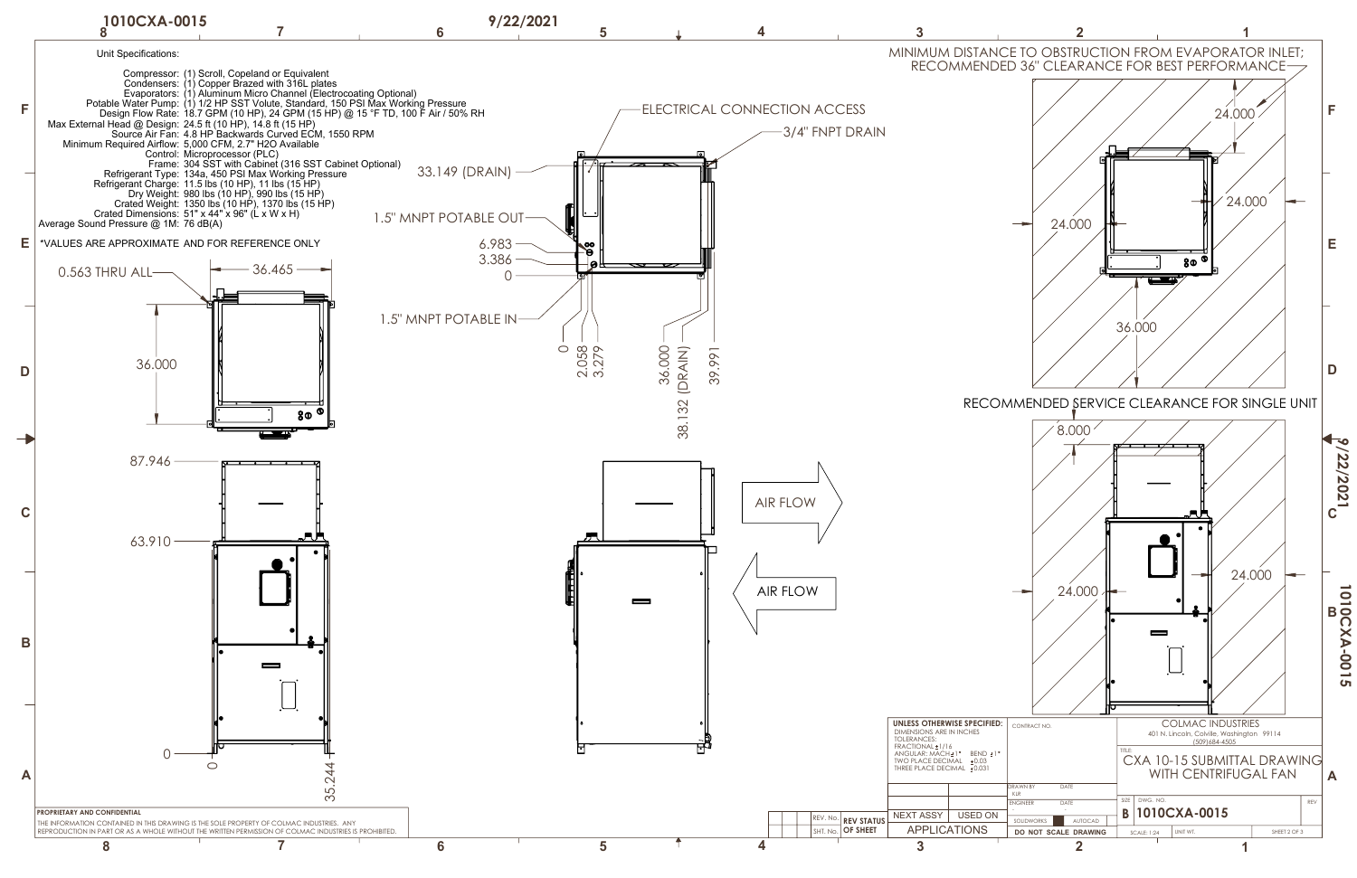# 1010CXA-0015

9/22/2021

Unit Specifications:

- Compressor: (1) Scroll, Copeland or Equivalent
- Condensers: (1) Copper Brazed with 316L plates
- Evaporators: (1) Aluminum Micro Channel (Electrocoating Optional)
- Potable Water Pump: (1) 1/2 HP SST Volute, Standard, 150 PSI Max Working Pressure
- Design Flow Rate: 18.7 GPM (10 HP), 24 GPM (15 HP) @ 15 °F TD, 100 F Air / 50% RH
- Max External Head @ Design: 24.5 ft (10 HP), 14.8 ft (15 HP)
- Source Air Fan: 4.8 HP Backwards Curved ECM, 1550 RPM
- Minimum Required Airflow: 5,000 CFM, 2.7" H2O Available
- Control: Microprocessor (PLC)
- Frame: 304 SST with Cabinet (316 SST Cabinet Optional)
- Refrigerant Type: 134a, 450 PSI Max Working Pressure
- Refrigerant Charge: 11.5 lbs (10 HP), 11 lbs (15 HP)
- Dry Weight: 980 lbs (10 HP), 990 lbs (15 HP)
- Crated Weight: 1350 lbs (10 HP), 1370 lbs (15 HP)
- Crated Dimensions: 51" x 44" x 96" (L x W x H)
- Average Sound Pressure @ 1M: 76 dB(A)

*VALUES ARE APPROXIMATE AND FOR REFERENCE ONLY

0.563 THRU ALL — 36.465 — 36.000 — 87.946 — 63.910 — 0 — 0 — 35.244

ELECTRICAL CONNECTION ACCESS — 3/4" FNPT DRAIN — 33.149 (DRAIN) — 1.5" MNPT POTABLE OUT — 6.983 — 3.386 — 0 — 1.5" MNPT POTABLE IN — 0 — 2.058 — 3.279 — 36.000 — 38.132 (DRAIN) — 39.991

AIR FLOW — AIR FLOW

MINIMUM DISTANCE TO OBSTRUCTION FROM EVAPORATOR INLET; RECOMMENDED 36" CLEARANCE FOR BEST PERFORMANCE — 24.000 — 24.000 — 24.000 — 36.000

RECOMMENDED SERVICE CLEARANCE FOR SINGLE UNIT — 8.000 — 24.000 — 24.000

PROPRIETARY AND CONFIDENTIAL
THE INFORMATION CONTAINED IN THIS DRAWING IS THE SOLE PROPERTY OF COLMAC INDUSTRIES. ANY REPRODUCTION IN PART OR AS A WHOLE WITHOUT THE WRITTEN PERMISSION OF COLMAC INDUSTRIES IS PROHIBITED.

UNLESS OTHERWISE SPECIFIED:
DIMENSIONS ARE IN INCHES
TOLERANCES:
FRACTIONAL ±1/16
ANGULAR: MACH ±1° BEND ±1°
TWO PLACE DECIMAL ±0.03
THREE PLACE DECIMAL ±0.031

CONTRACT NO.

DRAWN BY: KJR — DATE
ENGINEER — DATE

NEXT ASSY — USED ON — APPLICATIONS

REV. No. — REV STATUS — SHT. No. — OF SHEET

SOLIDWORKS — AUTOCAD

DO NOT SCALE DRAWING

COLMAC INDUSTRIES
401 N. Lincoln, Colville, Washington 99114
(509)684-4505

TITLE: CXA 10-15 SUBMITTAL DRAWING WITH CENTRIFUGAL FAN

SIZE: B — DWG. NO.: 1010CXA-0015 — REV

SCALE: 1:24 — UNIT WT. — SHEET 2 OF 3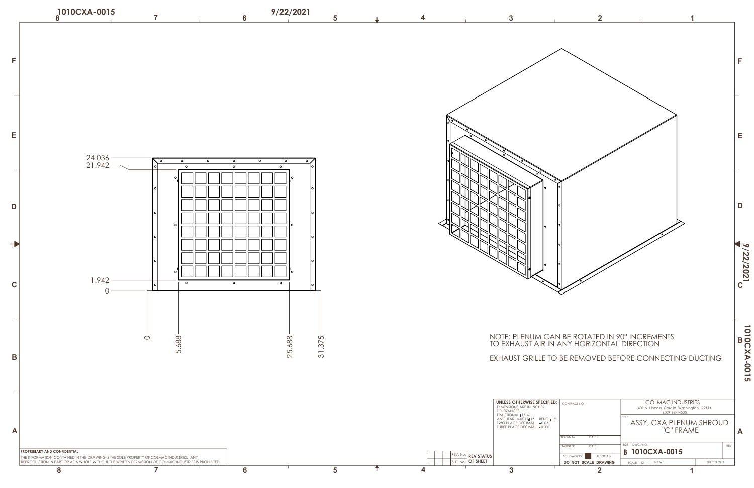1010CXA-0015

9/22/2021

24.036
21.942
1.942
0

0
5.688
25.688
31.375

NOTE: PLENUM CAN BE ROTATED IN 90° INCREMENTS TO EXHAUST AIR IN ANY HORIZONTAL DIRECTION

EXHAUST GRILLE TO BE REMOVED BEFORE CONNECTING DUCTING

**UNLESS OTHERWISE SPECIFIED:**
DIMENSIONS ARE IN INCHES
TOLERANCES:
FRACTIONAL ±1/16
ANGULAR: MACH ±1° BEND ±1°
TWO PLACE DECIMAL ±0.03
THREE PLACE DECIMAL ±0.031

CONTRACT NO.

DRAWN BY DATE

ENGINEER DATE

SOLIDWORKS AUTOCAD

**DO NOT SCALE DRAWING**

COLMAC INDUSTRIES
401 N. Lincoln, Colville, Washington 99114
(509)684-4505

TITLE:
ASSY, CXA PLENUM SHROUD "C" FRAME

SIZE B DWG. NO. **1010CXA-0015** REV

SCALE: 1:12 UNIT WT. SHEET 3 OF 3

REV. No. | REV STATUS
SHT. No. | OF SHEET

**PROPRIETARY AND CONFIDENTIAL**
THE INFORMATION CONTAINED IN THIS DRAWING IS THE SOLE PROPERTY OF COLMAC INDUSTRIES. ANY REPRODUCTION IN PART OR AS A WHOLE WITHOUT THE WRITTEN PERMISSION OF COLMAC INDUSTRIES IS PROHIBITED.